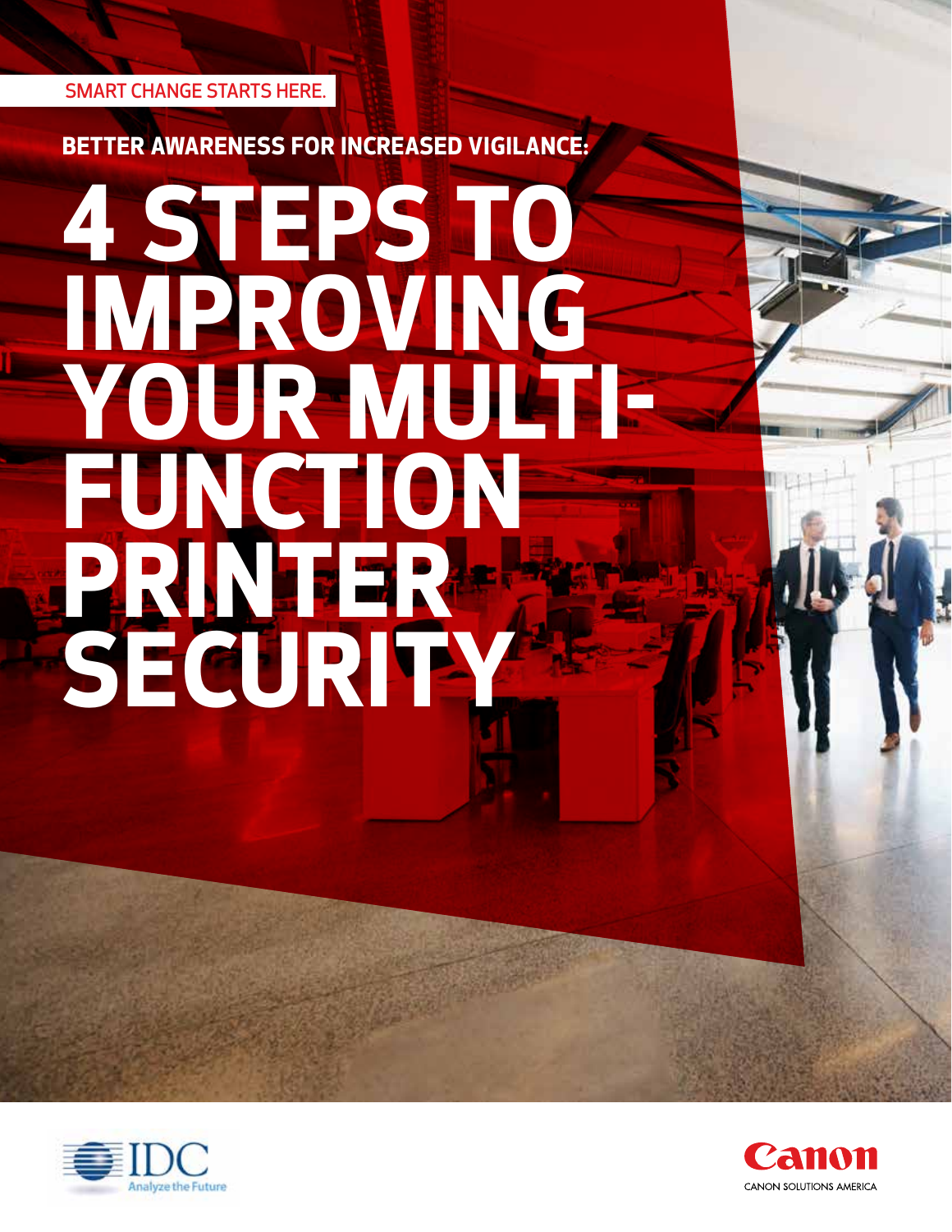SMART CHANGE STARTS HERE.

**BETTER AWARENESS FOR INCREASED VIGILANCE:**

# 4 STEPS TO IMPROVING YOUR MULTI-FUNCTION PRINTER SECURITY

IDC Analyze the Future

Canon

CANON SOLUTIONS AMERICA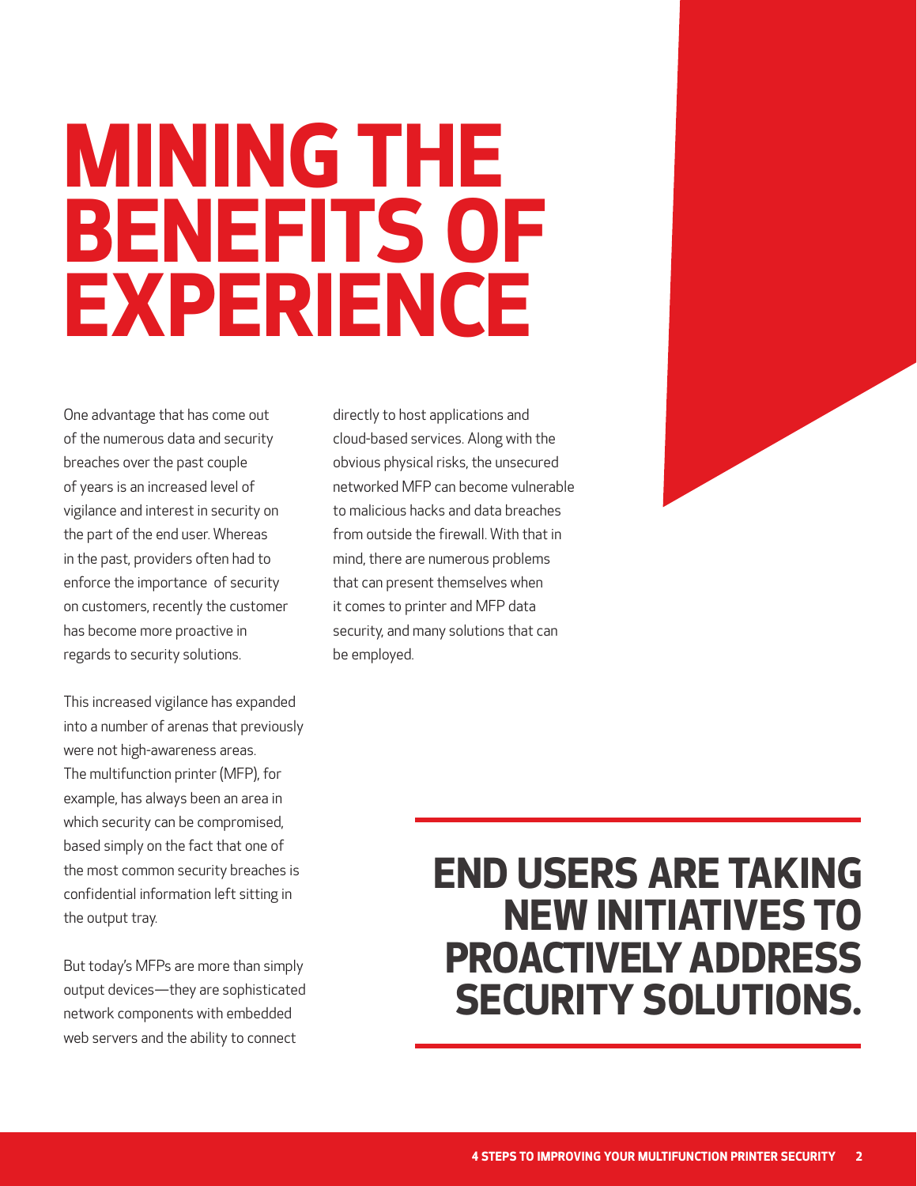# MINING THE BENEFITS OF EXPERIENCE

One advantage that has come out of the numerous data and security breaches over the past couple of years is an increased level of vigilance and interest in security on the part of the end user. Whereas in the past, providers often had to enforce the importance of security on customers, recently the customer has become more proactive in regards to security solutions.

This increased vigilance has expanded into a number of arenas that previously were not high-awareness areas. The multifunction printer (MFP), for example, has always been an area in which security can be compromised, based simply on the fact that one of the most common security breaches is confidential information left sitting in the output tray.

But today's MFPs are more than simply output devices—they are sophisticated network components with embedded web servers and the ability to connect directly to host applications and cloud-based services. Along with the obvious physical risks, the unsecured networked MFP can become vulnerable to malicious hacks and data breaches from outside the firewall. With that in mind, there are numerous problems that can present themselves when it comes to printer and MFP data security, and many solutions that can be employed.

**END USERS ARE TAKING NEW INITIATIVES TO PROACTIVELY ADDRESS SECURITY SOLUTIONS.**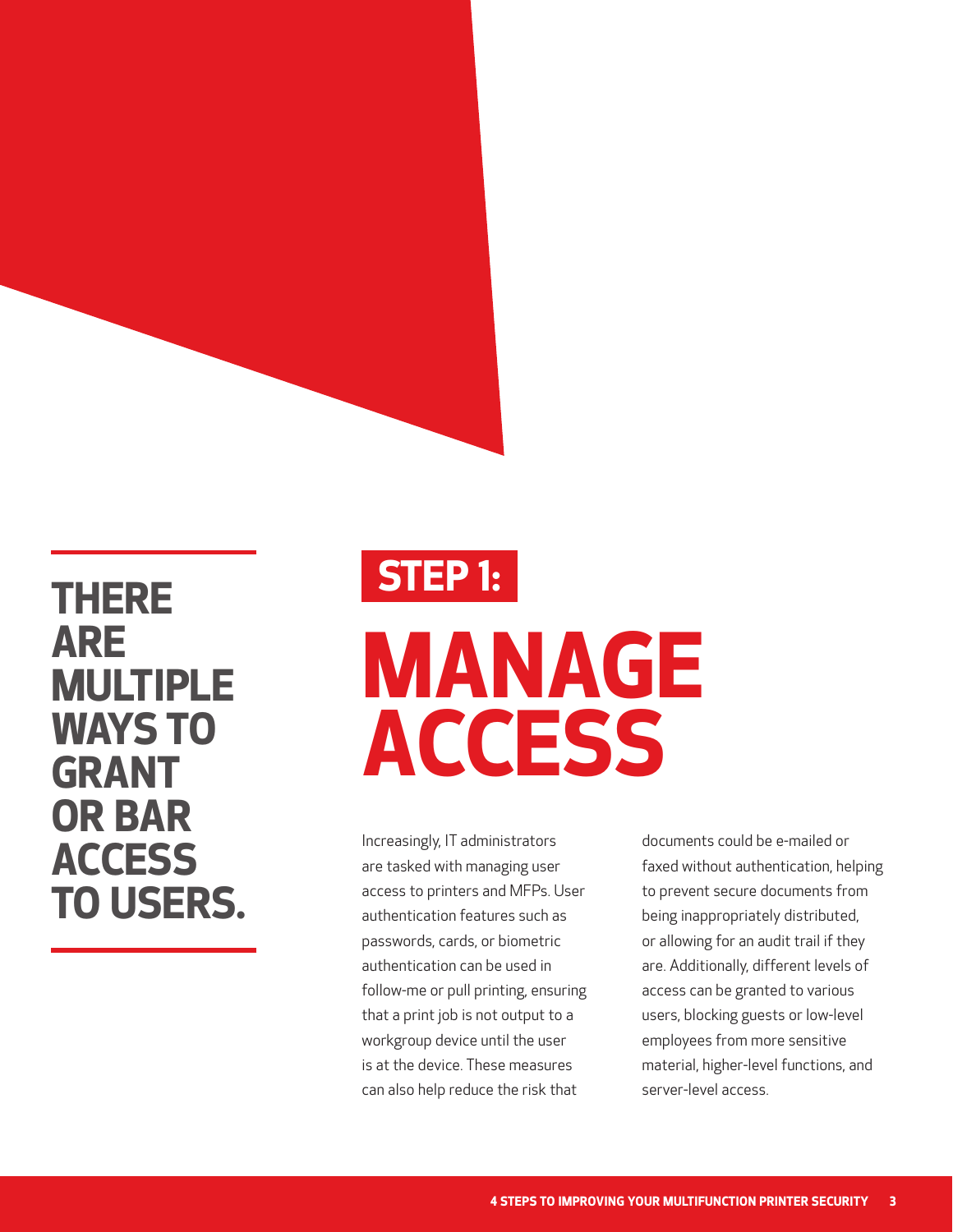**THERE ARE MULTIPLE WAYS TO GRANT OR BAR ACCESS TO USERS.**

## STEP 1:

# MANAGE ACCESS

Increasingly, IT administrators are tasked with managing user access to printers and MFPs. User authentication features such as passwords, cards, or biometric authentication can be used in follow-me or pull printing, ensuring that a print job is not output to a workgroup device until the user is at the device. These measures can also help reduce the risk that documents could be e-mailed or faxed without authentication, helping to prevent secure documents from being inappropriately distributed, or allowing for an audit trail if they are. Additionally, different levels of access can be granted to various users, blocking guests or low-level employees from more sensitive material, higher-level functions, and server-level access.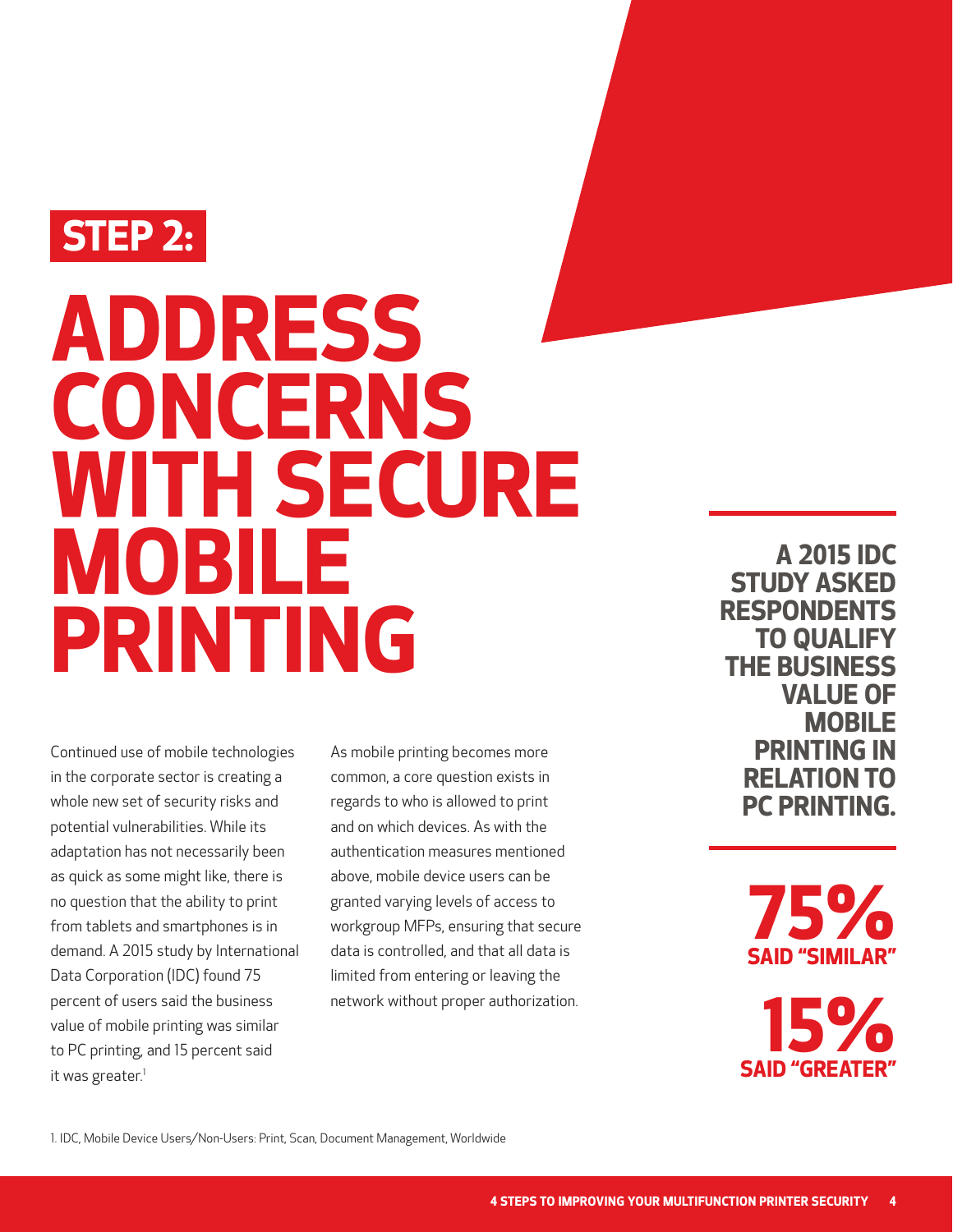**STEP 2:**

# ADDRESS CONCERNS WITH SECURE MOBILE PRINTING

Continued use of mobile technologies in the corporate sector is creating a whole new set of security risks and potential vulnerabilities. While its adaptation has not necessarily been as quick as some might like, there is no question that the ability to print from tablets and smartphones is in demand. A 2015 study by International Data Corporation (IDC) found 75 percent of users said the business value of mobile printing was similar to PC printing, and 15 percent said it was greater.[1]

As mobile printing becomes more common, a core question exists in regards to who is allowed to print and on which devices. As with the authentication measures mentioned above, mobile device users can be granted varying levels of access to workgroup MFPs, ensuring that secure data is controlled, and that all data is limited from entering or leaving the network without proper authorization.

**A 2015 IDC STUDY ASKED RESPONDENTS TO QUALIFY THE BUSINESS VALUE OF MOBILE PRINTING IN RELATION TO PC PRINTING.**

**75%** SAID "SIMILAR"

**15%** SAID "GREATER"

1. IDC, Mobile Device Users/Non-Users: Print, Scan, Document Management, Worldwide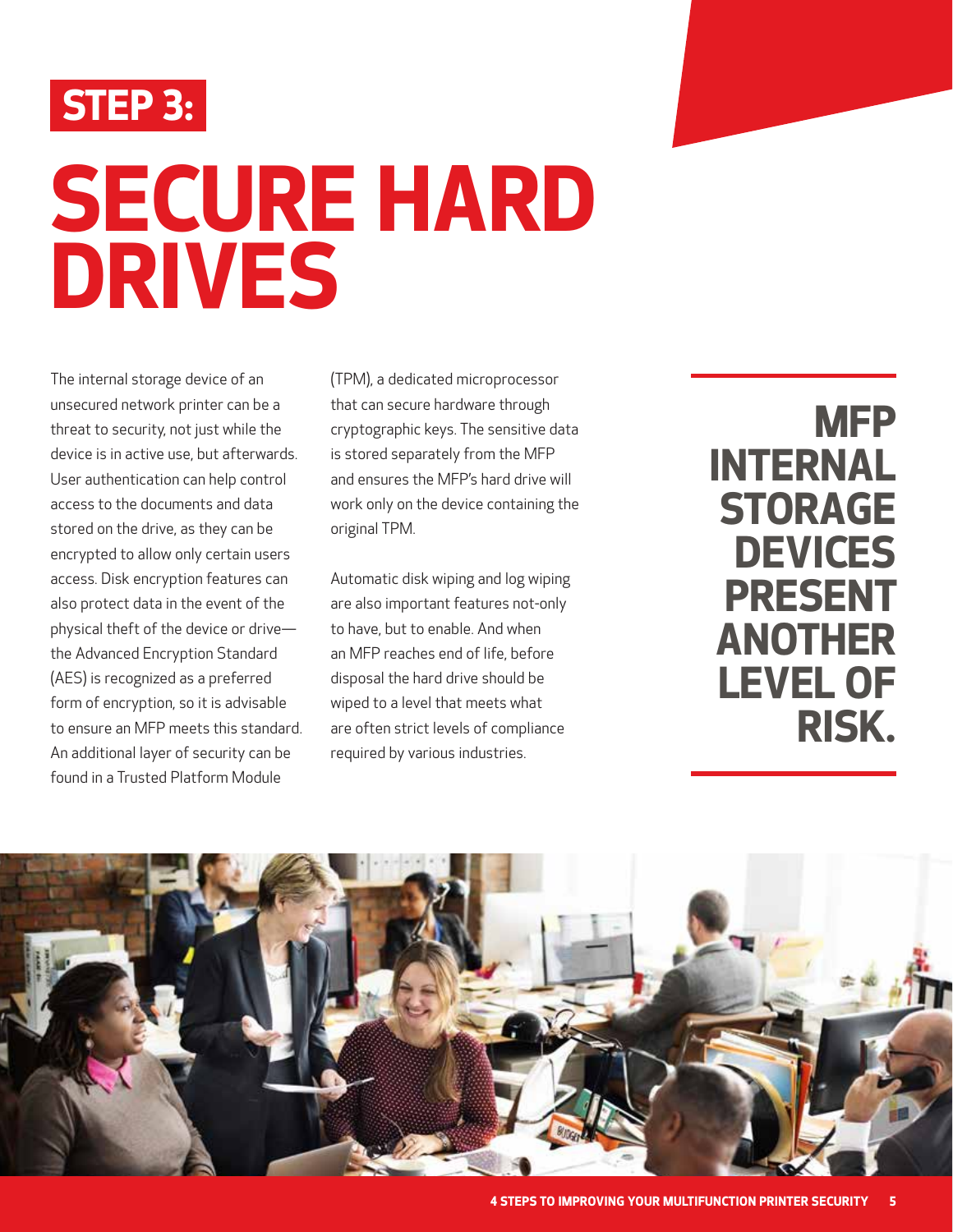## STEP 3:

# SECURE HARD DRIVES

The internal storage device of an unsecured network printer can be a threat to security, not just while the device is in active use, but afterwards. User authentication can help control access to the documents and data stored on the drive, as they can be encrypted to allow only certain users access. Disk encryption features can also protect data in the event of the physical theft of the device or drive—the Advanced Encryption Standard (AES) is recognized as a preferred form of encryption, so it is advisable to ensure an MFP meets this standard. An additional layer of security can be found in a Trusted Platform Module (TPM), a dedicated microprocessor that can secure hardware through cryptographic keys. The sensitive data is stored separately from the MFP and ensures the MFP's hard drive will work only on the device containing the original TPM.

Automatic disk wiping and log wiping are also important features not-only to have, but to enable. And when an MFP reaches end of life, before disposal the hard drive should be wiped to a level that meets what are often strict levels of compliance required by various industries.

**MFP INTERNAL STORAGE DEVICES PRESENT ANOTHER LEVEL OF RISK.**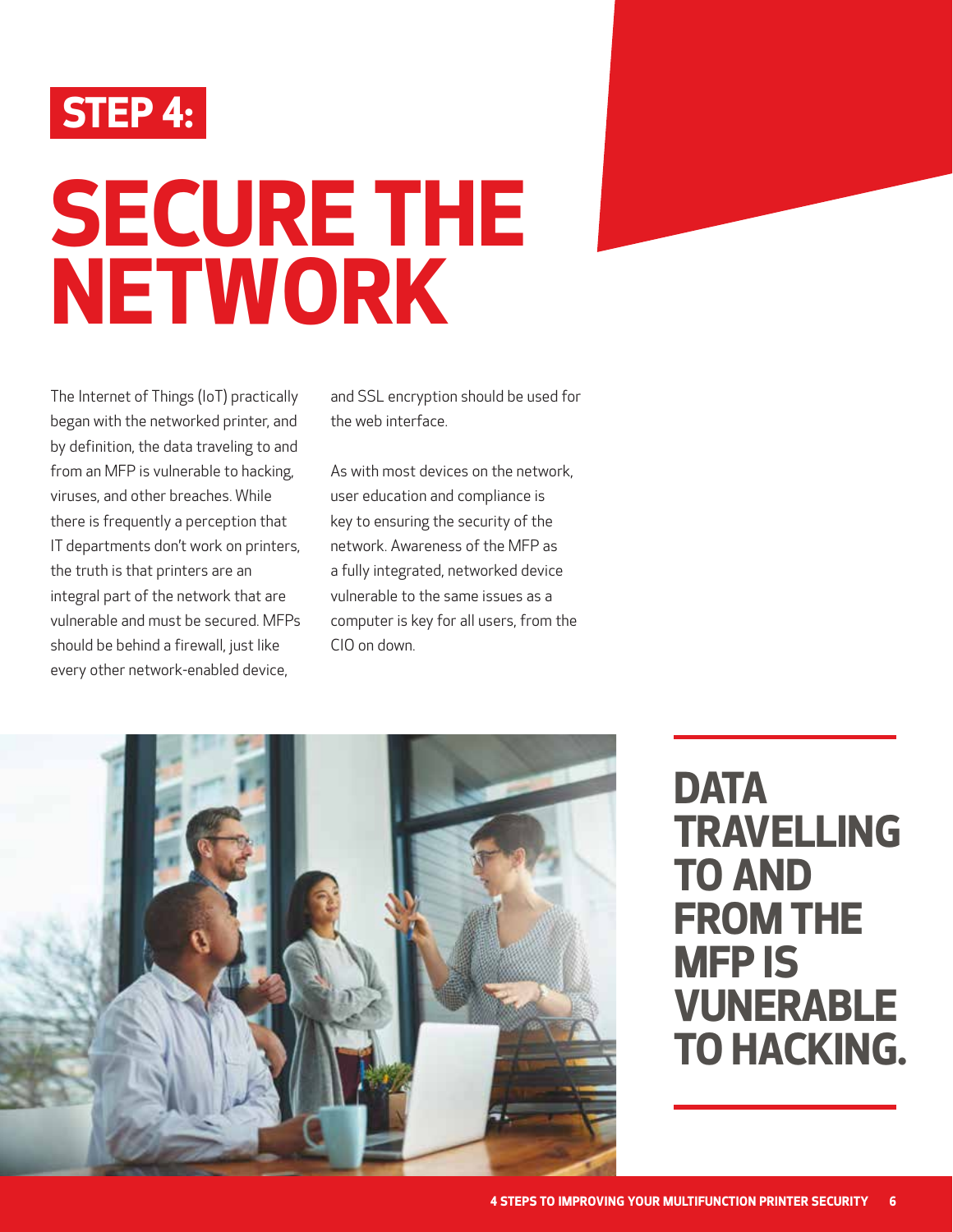**STEP 4:**

# SECURE THE NETWORK

The Internet of Things (IoT) practically began with the networked printer, and by definition, the data traveling to and from an MFP is vulnerable to hacking, viruses, and other breaches. While there is frequently a perception that IT departments don't work on printers, the truth is that printers are an integral part of the network that are vulnerable and must be secured. MFPs should be behind a firewall, just like every other network-enabled device, and SSL encryption should be used for the web interface.

As with most devices on the network, user education and compliance is key to ensuring the security of the network. Awareness of the MFP as a fully integrated, networked device vulnerable to the same issues as a computer is key for all users, from the CIO on down.

**DATA TRAVELLING TO AND FROM THE MFP IS VUNERABLE TO HACKING.**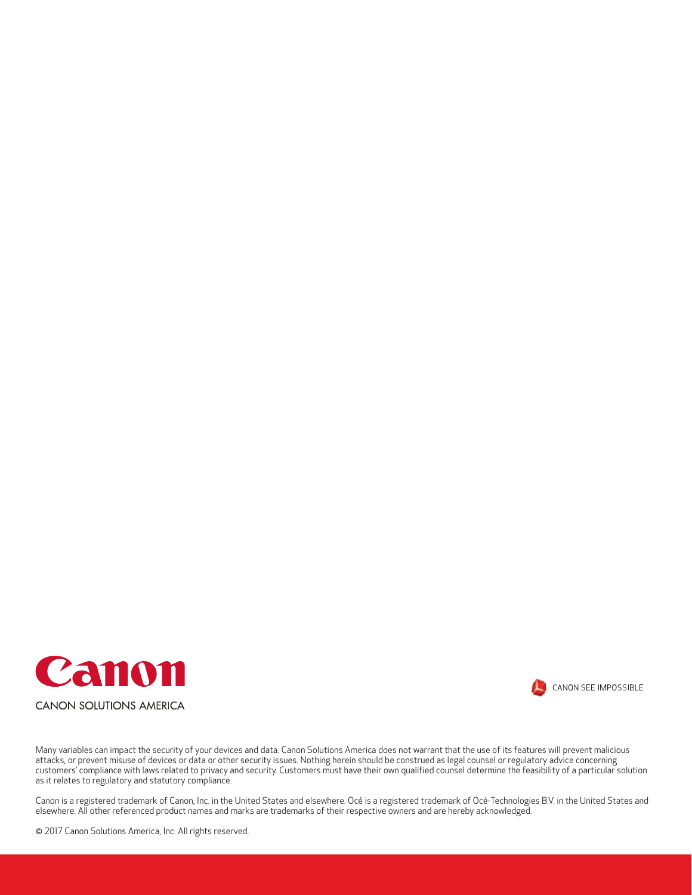Canon

CANON SOLUTIONS AMERICA

CANON SEE IMPOSSIBLE

Many variables can impact the security of your devices and data. Canon Solutions America does not warrant that the use of its features will prevent malicious attacks, or prevent misuse of devices or data or other security issues. Nothing herein should be construed as legal counsel or regulatory advice concerning customers' compliance with laws related to privacy and security. Customers must have their own qualified counsel determine the feasibility of a particular solution as it relates to regulatory and statutory compliance.

Canon is a registered trademark of Canon, Inc. in the United States and elsewhere. Océ is a registered trademark of Océ-Technologies B.V. in the United States and elsewhere. All other referenced product names and marks are trademarks of their respective owners and are hereby acknowledged.

© 2017 Canon Solutions America, Inc. All rights reserved.